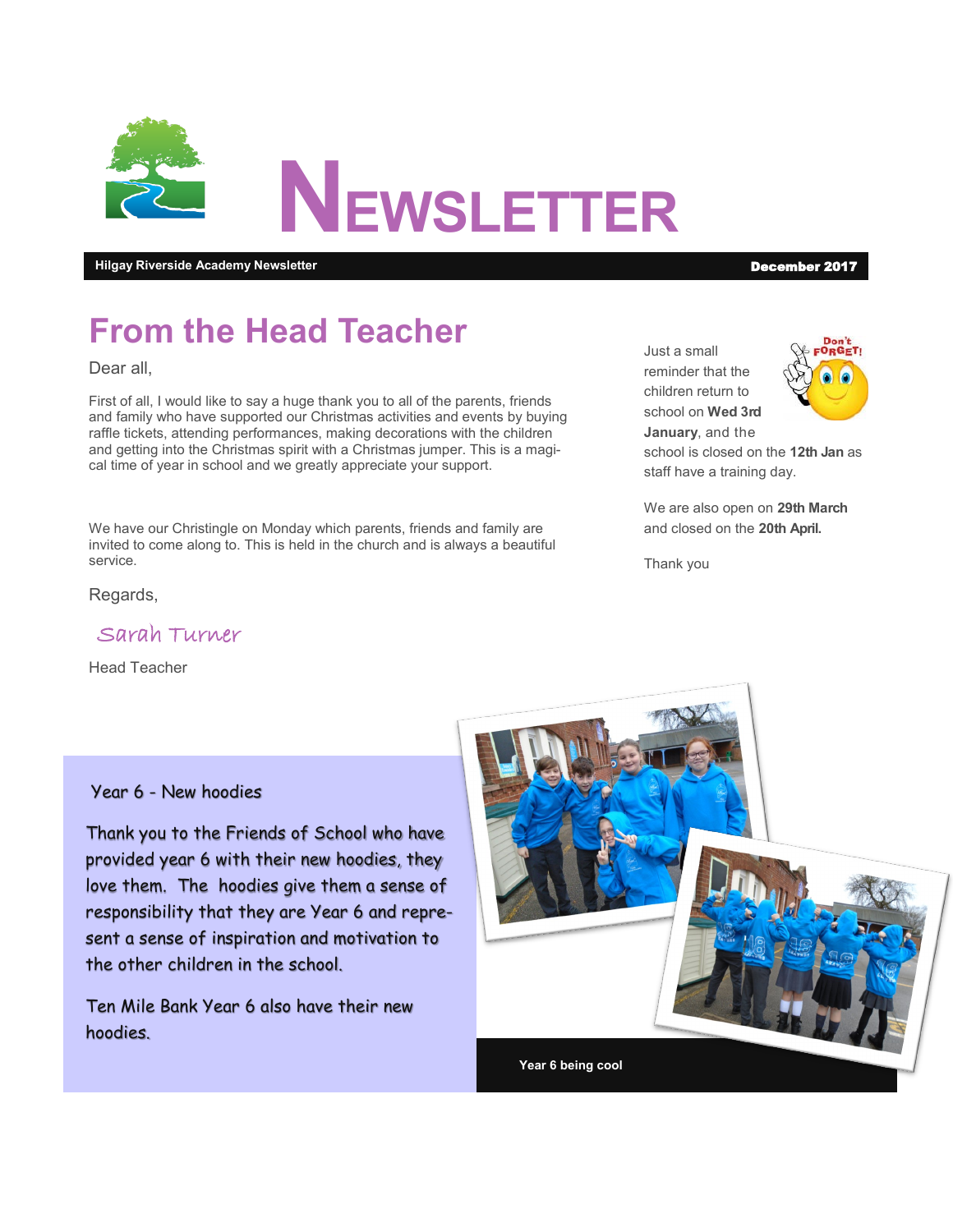# NEWSLETTER

**Hilgay Riverside Academy Newsletter** **December 2017**

## From the Head Teacher

Dear all,

First of all, I would like to say a huge thank you to all of the parents, friends and family who have supported our Christmas activities and events by buying raffle tickets, attending performances, making decorations with the children and getting into the Christmas spirit with a Christmas jumper. This is a magical time of year in school and we greatly appreciate your support.

We have our Christingle on Monday which parents, friends and family are invited to come along to. This is held in the church and is always a beautiful service.

Regards,

Sarah Turner

Head Teacher

Just a small reminder that the children return to school on **Wed 3rd January**, and the school is closed on the **12th Jan** as staff have a training day.

We are also open on **29th March** and closed on the **20th April.**

Thank you

### Year 6 - New hoodies

Thank you to the Friends of School who have provided year 6 with their new hoodies, they love them. The hoodies give them a sense of responsibility that they are Year 6 and represent a sense of inspiration and motivation to the other children in the school.

Ten Mile Bank Year 6 also have their new hoodies.

**Year 6 being cool**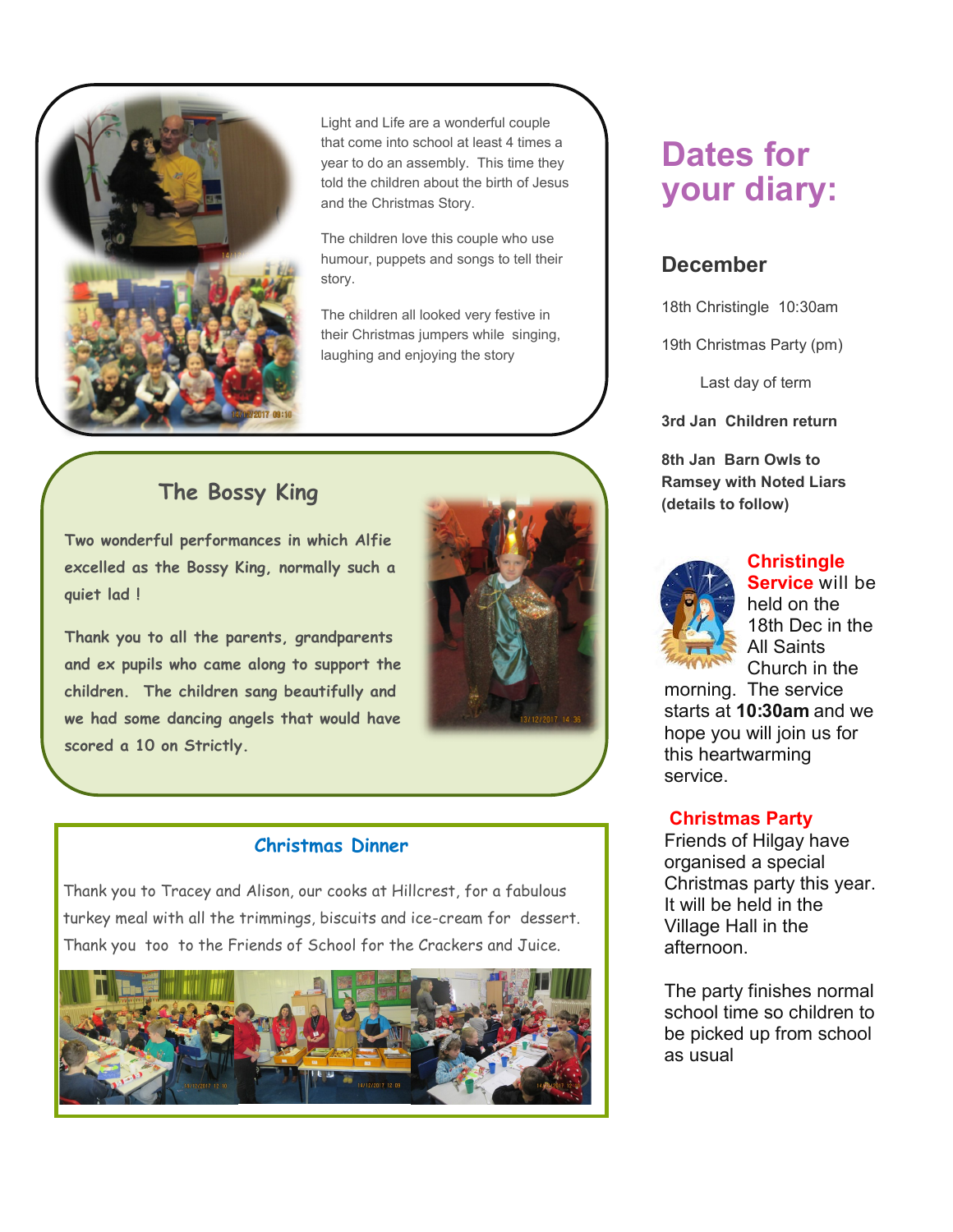Light and Life are a wonderful couple that come into school at least 4 times a year to do an assembly. This time they told the children about the birth of Jesus and the Christmas Story.

The children love this couple who use humour, puppets and songs to tell their story.

The children all looked very festive in their Christmas jumpers while singing, laughing and enjoying the story

## The Bossy King

Two wonderful performances in which Alfie excelled as the Bossy King, normally such a quiet lad !

Thank you to all the parents, grandparents and ex pupils who came along to support the children. The children sang beautifully and we had some dancing angels that would have scored a 10 on Strictly.

## Christmas Dinner

Thank you to Tracey and Alison, our cooks at Hillcrest, for a fabulous turkey meal with all the trimmings, biscuits and ice-cream for dessert. Thank you too to the Friends of School for the Crackers and Juice.

# Dates for your diary:

## December

18th Christingle 10:30am

19th Christmas Party (pm)

Last day of term

**3rd Jan Children return**

**8th Jan Barn Owls to Ramsey with Noted Liars (details to follow)**

**Christingle Service** will be held on the 18th Dec in the All Saints Church in the morning. The service starts at **10:30am** and we hope you will join us for this heartwarming service.

**Christmas Party**

Friends of Hilgay have organised a special Christmas party this year. It will be held in the Village Hall in the afternoon.

The party finishes normal school time so children to be picked up from school as usual